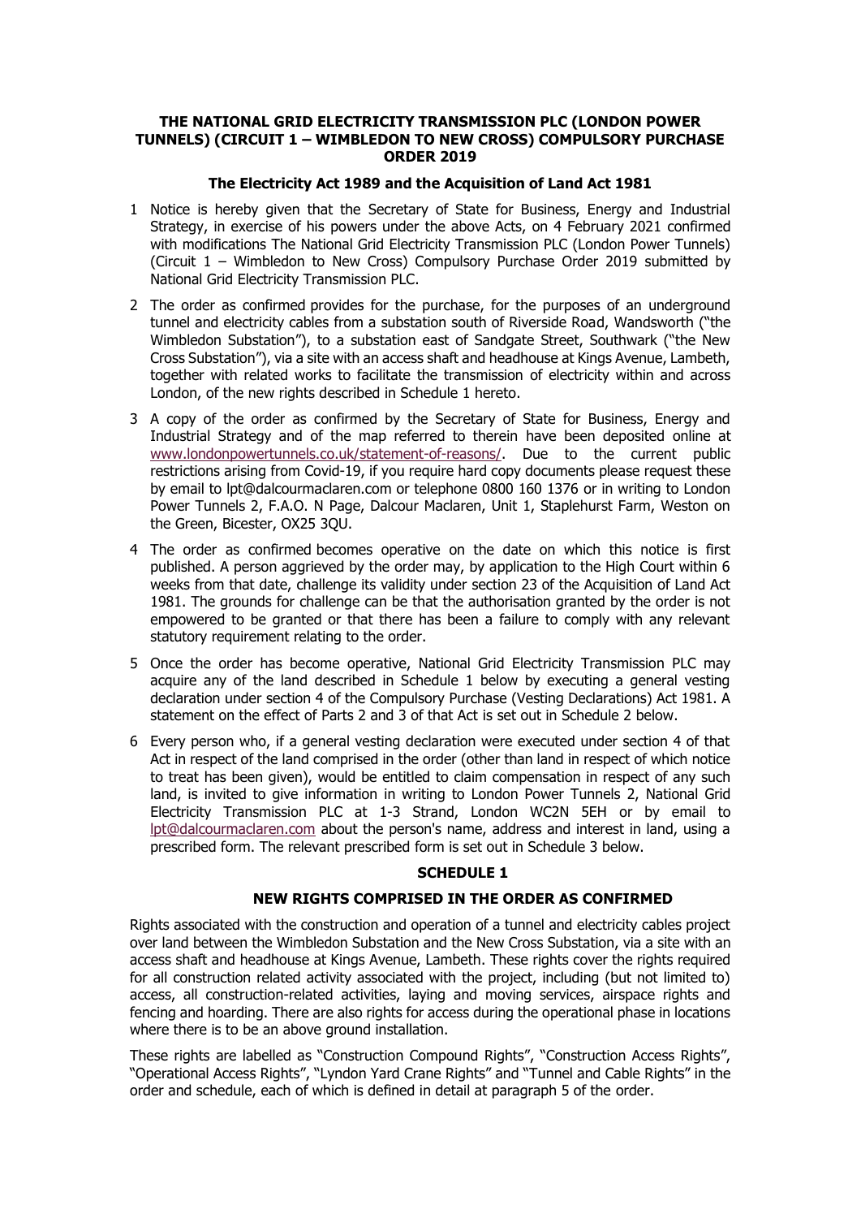**THE NATIONAL GRID ELECTRICITY TRANSMISSION PLC (LONDON POWER TUNNELS) (CIRCUIT 1 – WIMBLEDON TO NEW CROSS) COMPULSORY PURCHASE ORDER 2019**

**The Electricity Act 1989 and the Acquisition of Land Act 1981**

1 Notice is hereby given that the Secretary of State for Business, Energy and Industrial Strategy, in exercise of his powers under the above Acts, on 4 February 2021 confirmed with modifications The National Grid Electricity Transmission PLC (London Power Tunnels) (Circuit 1 – Wimbledon to New Cross) Compulsory Purchase Order 2019 submitted by National Grid Electricity Transmission PLC.

2 The order as confirmed provides for the purchase, for the purposes of an underground tunnel and electricity cables from a substation south of Riverside Road, Wandsworth ("the Wimbledon Substation"), to a substation east of Sandgate Street, Southwark ("the New Cross Substation"), via a site with an access shaft and headhouse at Kings Avenue, Lambeth, together with related works to facilitate the transmission of electricity within and across London, of the new rights described in Schedule 1 hereto.

3 A copy of the order as confirmed by the Secretary of State for Business, Energy and Industrial Strategy and of the map referred to therein have been deposited online at www.londonpowertunnels.co.uk/statement-of-reasons/. Due to the current public restrictions arising from Covid-19, if you require hard copy documents please request these by email to lpt@dalcourmaclaren.com or telephone 0800 160 1376 or in writing to London Power Tunnels 2, F.A.O. N Page, Dalcour Maclaren, Unit 1, Staplehurst Farm, Weston on the Green, Bicester, OX25 3QU.

4 The order as confirmed becomes operative on the date on which this notice is first published. A person aggrieved by the order may, by application to the High Court within 6 weeks from that date, challenge its validity under section 23 of the Acquisition of Land Act 1981. The grounds for challenge can be that the authorisation granted by the order is not empowered to be granted or that there has been a failure to comply with any relevant statutory requirement relating to the order.

5 Once the order has become operative, National Grid Electricity Transmission PLC may acquire any of the land described in Schedule 1 below by executing a general vesting declaration under section 4 of the Compulsory Purchase (Vesting Declarations) Act 1981. A statement on the effect of Parts 2 and 3 of that Act is set out in Schedule 2 below.

6 Every person who, if a general vesting declaration were executed under section 4 of that Act in respect of the land comprised in the order (other than land in respect of which notice to treat has been given), would be entitled to claim compensation in respect of any such land, is invited to give information in writing to London Power Tunnels 2, National Grid Electricity Transmission PLC at 1-3 Strand, London WC2N 5EH or by email to lpt@dalcourmaclaren.com about the person's name, address and interest in land, using a prescribed form. The relevant prescribed form is set out in Schedule 3 below.

**SCHEDULE 1**

**NEW RIGHTS COMPRISED IN THE ORDER AS CONFIRMED**

Rights associated with the construction and operation of a tunnel and electricity cables project over land between the Wimbledon Substation and the New Cross Substation, via a site with an access shaft and headhouse at Kings Avenue, Lambeth. These rights cover the rights required for all construction related activity associated with the project, including (but not limited to) access, all construction-related activities, laying and moving services, airspace rights and fencing and hoarding. There are also rights for access during the operational phase in locations where there is to be an above ground installation.

These rights are labelled as "Construction Compound Rights", "Construction Access Rights", "Operational Access Rights", "Lyndon Yard Crane Rights" and "Tunnel and Cable Rights" in the order and schedule, each of which is defined in detail at paragraph 5 of the order.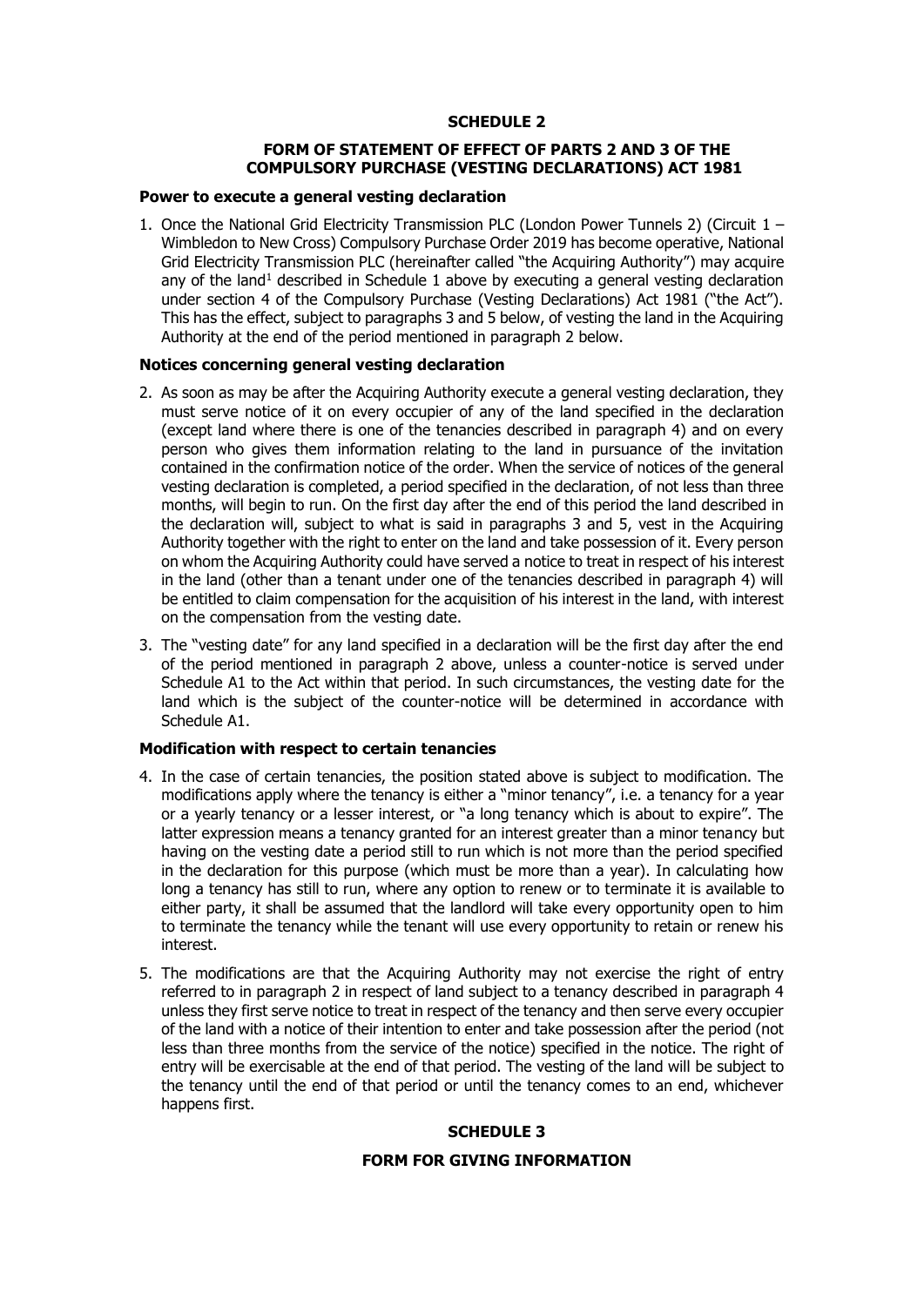## SCHEDULE 2

### FORM OF STATEMENT OF EFFECT OF PARTS 2 AND 3 OF THE COMPULSORY PURCHASE (VESTING DECLARATIONS) ACT 1981

**Power to execute a general vesting declaration**

1. Once the National Grid Electricity Transmission PLC (London Power Tunnels 2) (Circuit 1 – Wimbledon to New Cross) Compulsory Purchase Order 2019 has become operative, National Grid Electricity Transmission PLC (hereinafter called "the Acquiring Authority") may acquire any of the land[1] described in Schedule 1 above by executing a general vesting declaration under section 4 of the Compulsory Purchase (Vesting Declarations) Act 1981 ("the Act"). This has the effect, subject to paragraphs 3 and 5 below, of vesting the land in the Acquiring Authority at the end of the period mentioned in paragraph 2 below.

**Notices concerning general vesting declaration**

2. As soon as may be after the Acquiring Authority execute a general vesting declaration, they must serve notice of it on every occupier of any of the land specified in the declaration (except land where there is one of the tenancies described in paragraph 4) and on every person who gives them information relating to the land in pursuance of the invitation contained in the confirmation notice of the order. When the service of notices of the general vesting declaration is completed, a period specified in the declaration, of not less than three months, will begin to run. On the first day after the end of this period the land described in the declaration will, subject to what is said in paragraphs 3 and 5, vest in the Acquiring Authority together with the right to enter on the land and take possession of it. Every person on whom the Acquiring Authority could have served a notice to treat in respect of his interest in the land (other than a tenant under one of the tenancies described in paragraph 4) will be entitled to claim compensation for the acquisition of his interest in the land, with interest on the compensation from the vesting date.

3. The "vesting date" for any land specified in a declaration will be the first day after the end of the period mentioned in paragraph 2 above, unless a counter-notice is served under Schedule A1 to the Act within that period. In such circumstances, the vesting date for the land which is the subject of the counter-notice will be determined in accordance with Schedule A1.

**Modification with respect to certain tenancies**

4. In the case of certain tenancies, the position stated above is subject to modification. The modifications apply where the tenancy is either a "minor tenancy", i.e. a tenancy for a year or a yearly tenancy or a lesser interest, or "a long tenancy which is about to expire". The latter expression means a tenancy granted for an interest greater than a minor tenancy but having on the vesting date a period still to run which is not more than the period specified in the declaration for this purpose (which must be more than a year). In calculating how long a tenancy has still to run, where any option to renew or to terminate it is available to either party, it shall be assumed that the landlord will take every opportunity open to him to terminate the tenancy while the tenant will use every opportunity to retain or renew his interest.

5. The modifications are that the Acquiring Authority may not exercise the right of entry referred to in paragraph 2 in respect of land subject to a tenancy described in paragraph 4 unless they first serve notice to treat in respect of the tenancy and then serve every occupier of the land with a notice of their intention to enter and take possession after the period (not less than three months from the service of the notice) specified in the notice. The right of entry will be exercisable at the end of that period. The vesting of the land will be subject to the tenancy until the end of that period or until the tenancy comes to an end, whichever happens first.

## SCHEDULE 3

### FORM FOR GIVING INFORMATION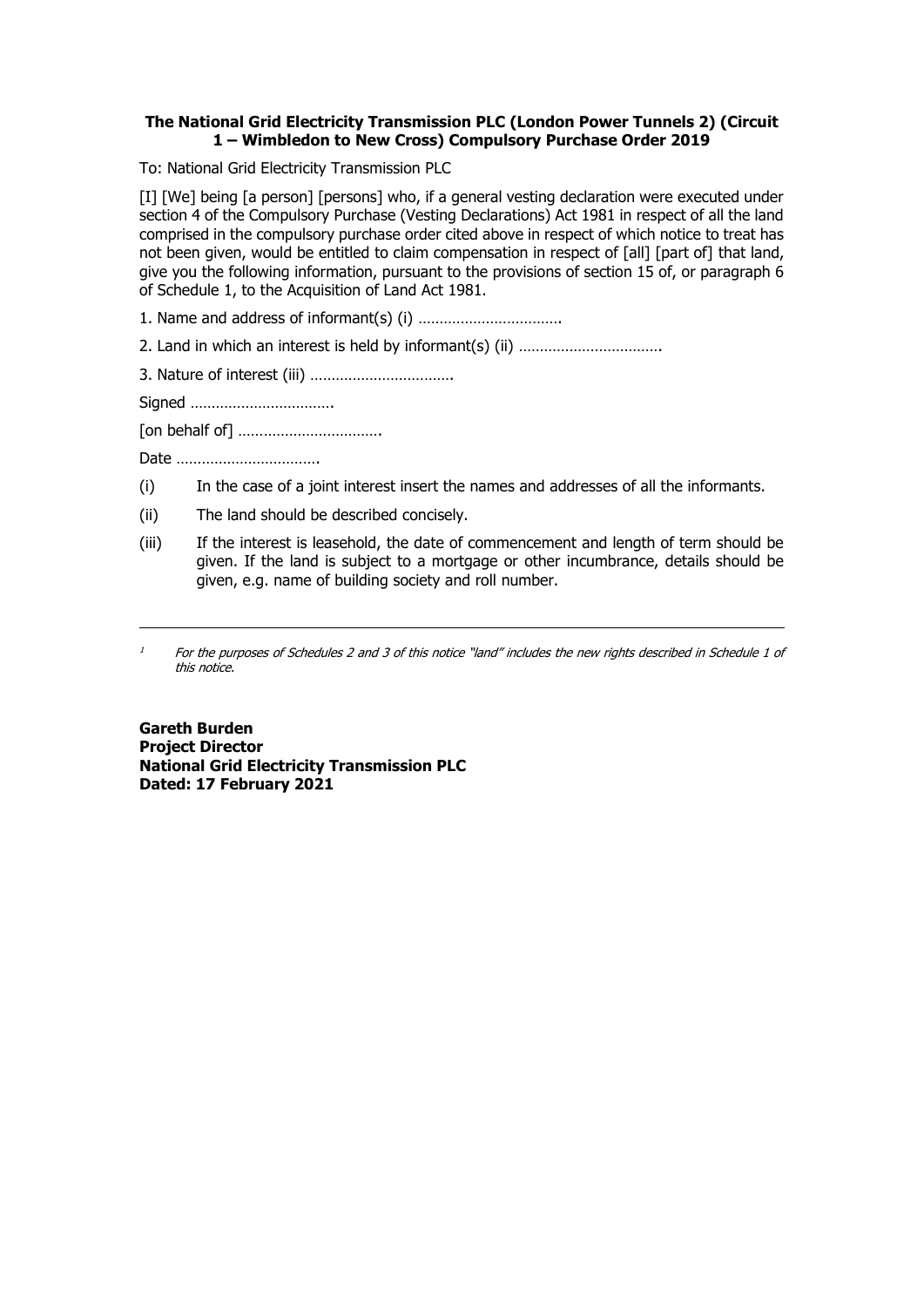**The National Grid Electricity Transmission PLC (London Power Tunnels 2) (Circuit 1 – Wimbledon to New Cross) Compulsory Purchase Order 2019**

To: National Grid Electricity Transmission PLC

[I] [We] being [a person] [persons] who, if a general vesting declaration were executed under section 4 of the Compulsory Purchase (Vesting Declarations) Act 1981 in respect of all the land comprised in the compulsory purchase order cited above in respect of which notice to treat has not been given, would be entitled to claim compensation in respect of [all] [part of] that land, give you the following information, pursuant to the provisions of section 15 of, or paragraph 6 of Schedule 1, to the Acquisition of Land Act 1981.

1. Name and address of informant(s) (i) ……………………………

2. Land in which an interest is held by informant(s) (ii) ……………………………

3. Nature of interest (iii) ……………………………

Signed ……………………………

[on behalf of] ……………………………

Date ……………………………

(i) In the case of a joint interest insert the names and addresses of all the informants.

(ii) The land should be described concisely.

(iii) If the interest is leasehold, the date of commencement and length of term should be given. If the land is subject to a mortgage or other incumbrance, details should be given, e.g. name of building society and roll number.

---

[1] *For the purposes of Schedules 2 and 3 of this notice "land" includes the new rights described in Schedule 1 of this notice.*

**Gareth Burden**
**Project Director**
**National Grid Electricity Transmission PLC**
**Dated: 17 February 2021**